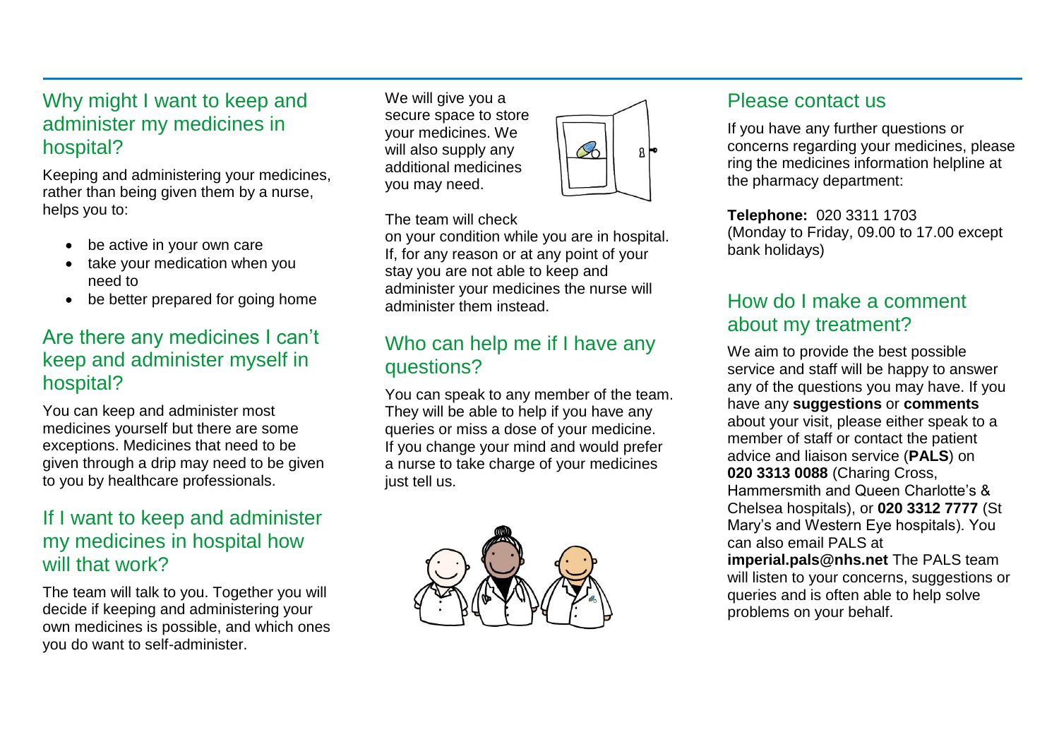## Why might I want to keep and administer my medicines in hospital?

Keeping and administering your medicines, rather than being given them by a nurse, helps you to:

- be active in your own care
- take your medication when you need to
- be better prepared for going home

## Are there any medicines I can't keep and administer myself in hospital?

You can keep and administer most medicines yourself but there are some exceptions. Medicines that need to be given through a drip may need to be given to you by healthcare professionals.

## If I want to keep and administer my medicines in hospital how will that work?

The team will talk to you. Together you will decide if keeping and administering your own medicines is possible, and which ones you do want to self-administer.

We will give you a secure space to store your medicines. We will also supply any additional medicines you may need.

The team will check on your condition while you are in hospital. If, for any reason or at any point of your stay you are not able to keep and administer your medicines the nurse will administer them instead.

## Who can help me if I have any questions?

You can speak to any member of the team. They will be able to help if you have any queries or miss a dose of your medicine. If you change your mind and would prefer a nurse to take charge of your medicines just tell us.

## Please contact us

If you have any further questions or concerns regarding your medicines, please ring the medicines information helpline at the pharmacy department:

**Telephone:** 020 3311 1703
(Monday to Friday, 09.00 to 17.00 except bank holidays)

## How do I make a comment about my treatment?

We aim to provide the best possible service and staff will be happy to answer any of the questions you may have. If you have any **suggestions** or **comments** about your visit, please either speak to a member of staff or contact the patient advice and liaison service (**PALS**) on **020 3313 0088** (Charing Cross, Hammersmith and Queen Charlotte's & Chelsea hospitals), or **020 3312 7777** (St Mary's and Western Eye hospitals). You can also email PALS at **imperial.pals@nhs.net** The PALS team will listen to your concerns, suggestions or queries and is often able to help solve problems on your behalf.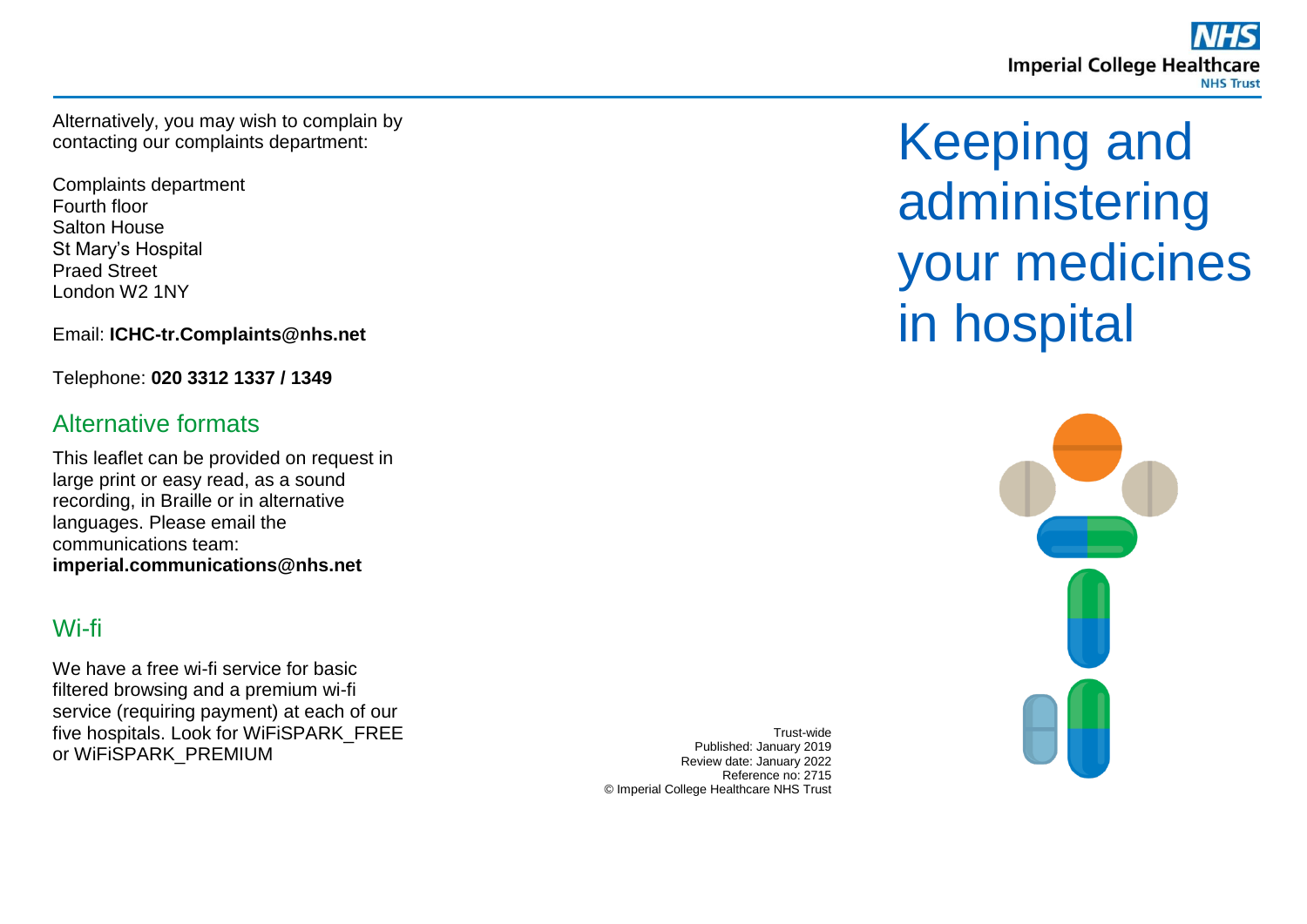Alternatively, you may wish to complain by contacting our complaints department:

Complaints department
Fourth floor
Salton House
St Mary's Hospital
Praed Street
London W2 1NY

Email: **ICHC-tr.Complaints@nhs.net**

Telephone: **020 3312 1337 / 1349**

## Alternative formats

This leaflet can be provided on request in large print or easy read, as a sound recording, in Braille or in alternative languages. Please email the communications team: **imperial.communications@nhs.net**

## Wi-fi

We have a free wi-fi service for basic filtered browsing and a premium wi-fi service (requiring payment) at each of our five hospitals. Look for WiFiSPARK_FREE or WiFiSPARK_PREMIUM

Trust-wide
Published: January 2019
Review date: January 2022
Reference no: 2715
© Imperial College Healthcare NHS Trust

NHS
Imperial College Healthcare
NHS Trust

# Keeping and administering your medicines in hospital